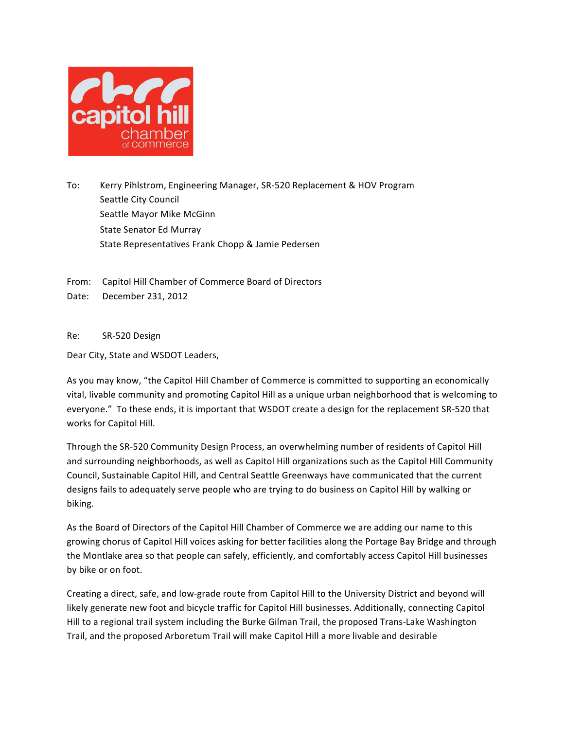To: Kerry Pihlstrom, Engineering Manager, SR-520 Replacement & HOV Program
Seattle City Council
Seattle Mayor Mike McGinn
State Senator Ed Murray
State Representatives Frank Chopp & Jamie Pedersen

From: Capitol Hill Chamber of Commerce Board of Directors
Date: December 231, 2012

Re: SR-520 Design

Dear City, State and WSDOT Leaders,

As you may know, "the Capitol Hill Chamber of Commerce is committed to supporting an economically vital, livable community and promoting Capitol Hill as a unique urban neighborhood that is welcoming to everyone." To these ends, it is important that WSDOT create a design for the replacement SR-520 that works for Capitol Hill.

Through the SR-520 Community Design Process, an overwhelming number of residents of Capitol Hill and surrounding neighborhoods, as well as Capitol Hill organizations such as the Capitol Hill Community Council, Sustainable Capitol Hill, and Central Seattle Greenways have communicated that the current designs fails to adequately serve people who are trying to do business on Capitol Hill by walking or biking.

As the Board of Directors of the Capitol Hill Chamber of Commerce we are adding our name to this growing chorus of Capitol Hill voices asking for better facilities along the Portage Bay Bridge and through the Montlake area so that people can safely, efficiently, and comfortably access Capitol Hill businesses by bike or on foot.

Creating a direct, safe, and low-grade route from Capitol Hill to the University District and beyond will likely generate new foot and bicycle traffic for Capitol Hill businesses. Additionally, connecting Capitol Hill to a regional trail system including the Burke Gilman Trail, the proposed Trans-Lake Washington Trail, and the proposed Arboretum Trail will make Capitol Hill a more livable and desirable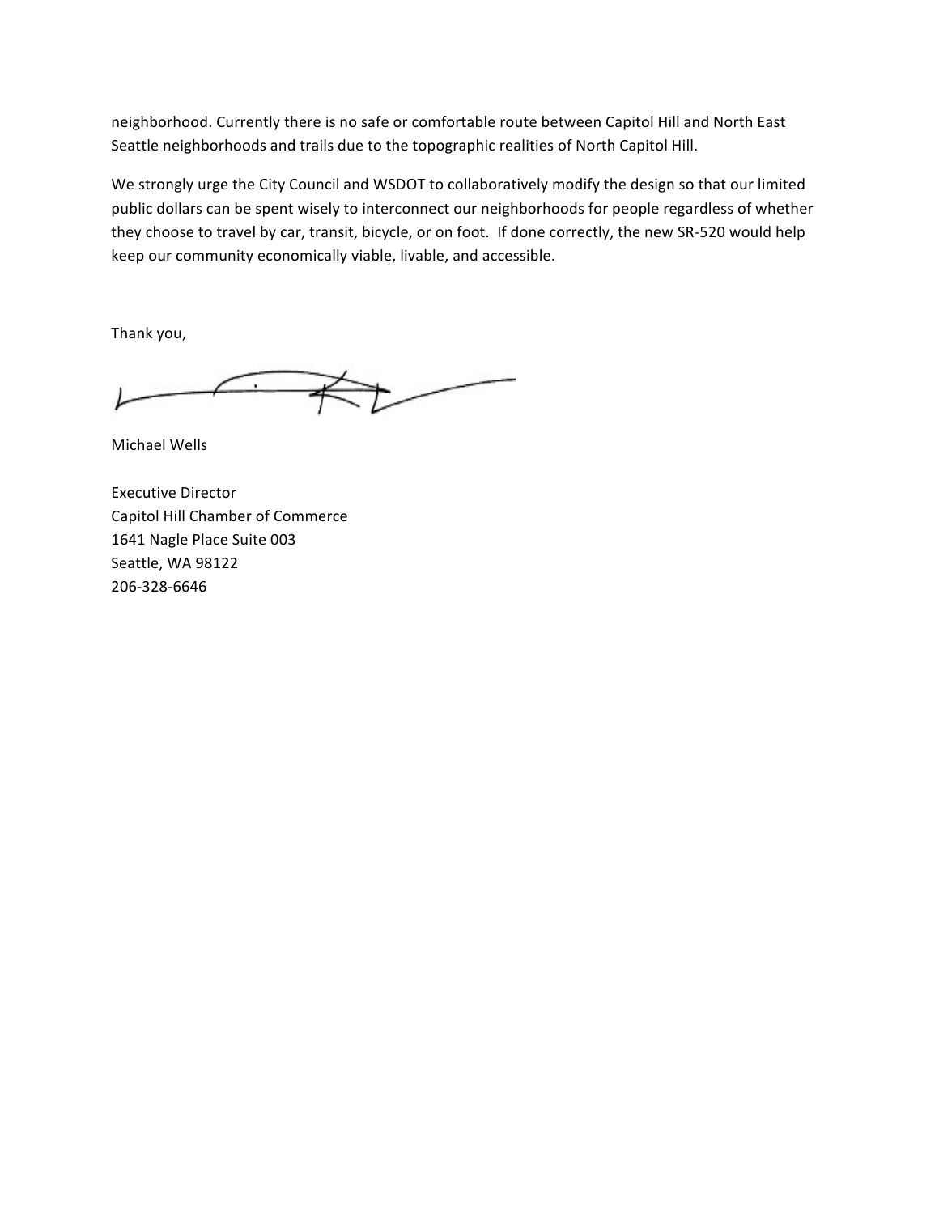neighborhood. Currently there is no safe or comfortable route between Capitol Hill and North East Seattle neighborhoods and trails due to the topographic realities of North Capitol Hill.

We strongly urge the City Council and WSDOT to collaboratively modify the design so that our limited public dollars can be spent wisely to interconnect our neighborhoods for people regardless of whether they choose to travel by car, transit, bicycle, or on foot. If done correctly, the new SR-520 would help keep our community economically viable, livable, and accessible.

Thank you,

Michael Wells

Executive Director
Capitol Hill Chamber of Commerce
1641 Nagle Place Suite 003
Seattle, WA 98122
206-328-6646